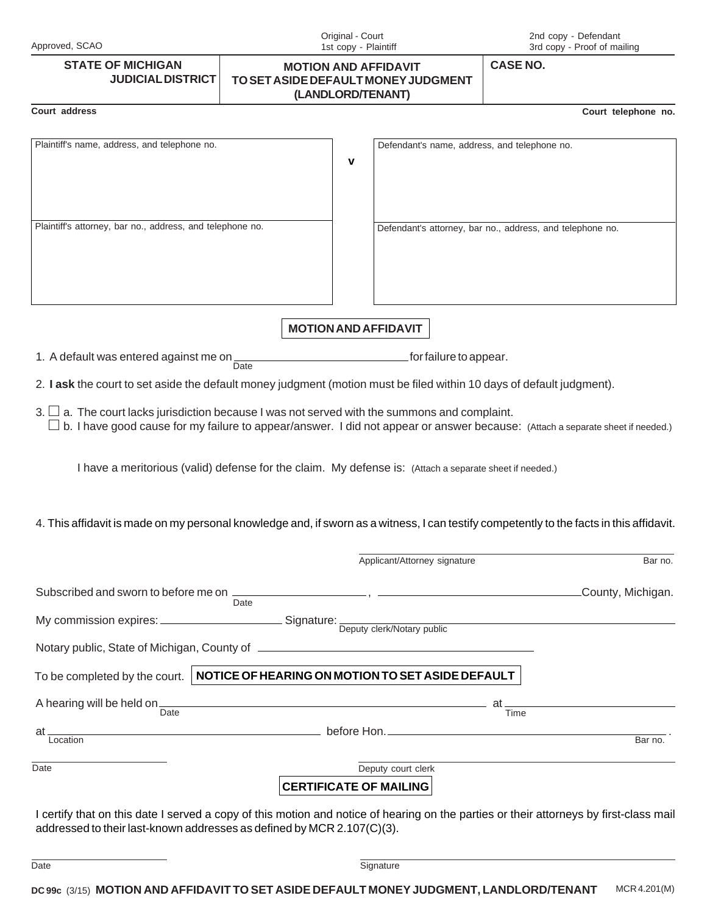Approved, SCAO

Original - Court
1st copy - Plaintiff

2nd copy - Defendant
3rd copy - Proof of mailing

| STATE OF MICHIGAN JUDICIAL DISTRICT | MOTION AND AFFIDAVIT TO SET ASIDE DEFAULT MONEY JUDGMENT (LANDLORD/TENANT) | CASE NO. |
|---|---|---|

Court address | Court telephone no.

| Plaintiff's name, address, and telephone no. | v | Defendant's name, address, and telephone no. |
|---|---|---|
| Plaintiff's attorney, bar no., address, and telephone no. | | Defendant's attorney, bar no., address, and telephone no. |

## MOTION AND AFFIDAVIT

1. A default was entered against me on ____________________ for failure to appear.
   Date

2. **I ask** the court to set aside the default money judgment (motion must be filed within 10 days of default judgment).

3. ☐ a. The court lacks jurisdiction because I was not served with the summons and complaint.
   ☐ b. I have good cause for my failure to appear/answer. I did not appear or answer because: (Attach a separate sheet if needed.)

   I have a meritorious (valid) defense for the claim. My defense is: (Attach a separate sheet if needed.)

4. This affidavit is made on my personal knowledge and, if sworn as a witness, I can testify competently to the facts in this affidavit.

____________________________________
Applicant/Attorney signature Bar no.

Subscribed and sworn to before me on ____________________ , ____________________ County, Michigan.
Date

My commission expires: ____________________ Signature: ____________________
Deputy clerk/Notary public

Notary public, State of Michigan, County of ____________________

To be completed by the court. **NOTICE OF HEARING ON MOTION TO SET ASIDE DEFAULT**

A hearing will be held on ____________________ at ____________________
Date Time

at ____________________ before Hon. ____________________ .
Location Bar no.

____________________ ____________________
Date Deputy court clerk

## CERTIFICATE OF MAILING

I certify that on this date I served a copy of this motion and notice of hearing on the parties or their attorneys by first-class mail addressed to their last-known addresses as defined by MCR 2.107(C)(3).

____________________ ____________________
Date Signature

DC 99c (3/15) MOTION AND AFFIDAVIT TO SET ASIDE DEFAULT MONEY JUDGMENT, LANDLORD/TENANT MCR 4.201(M)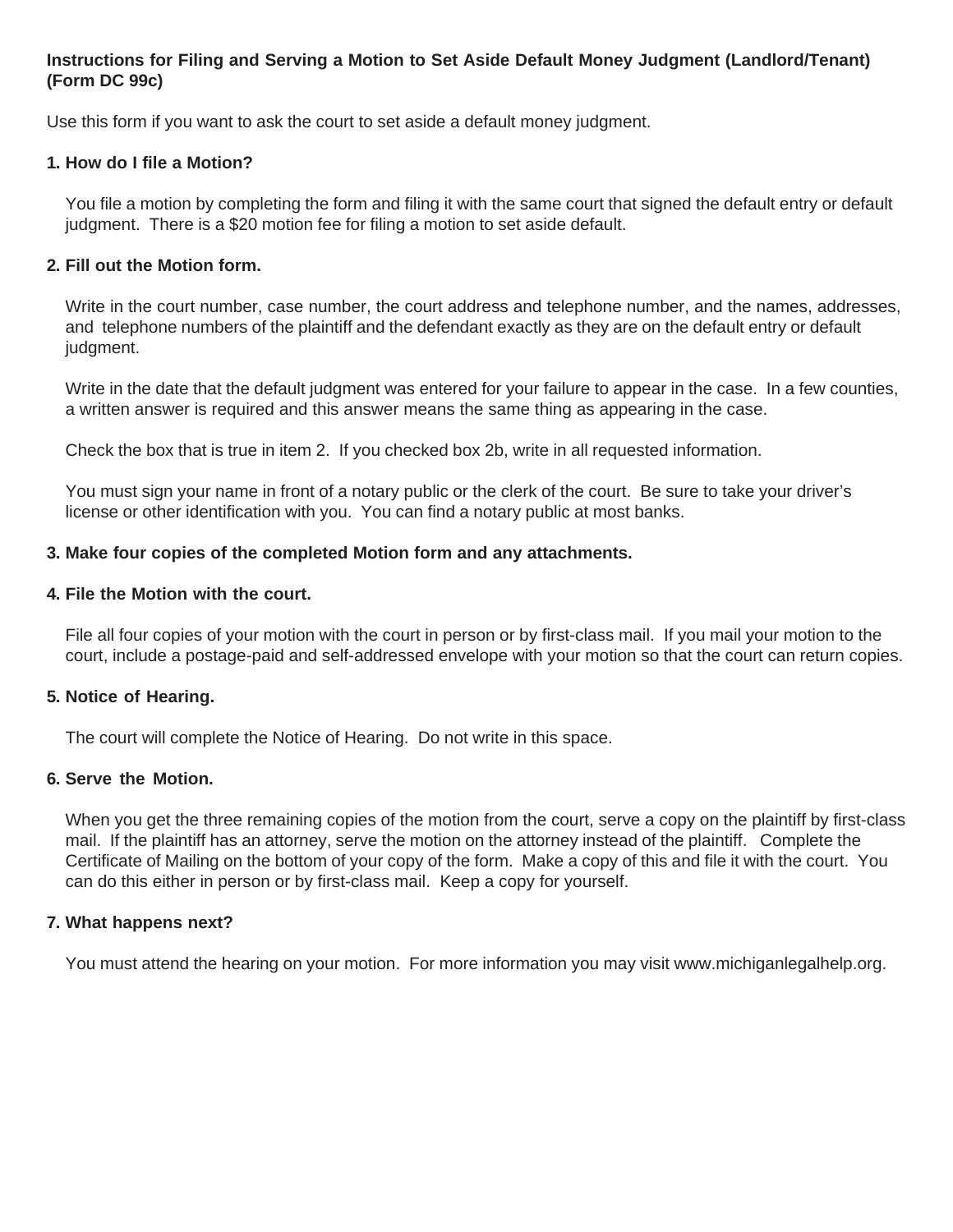**Instructions for Filing and Serving a Motion to Set Aside Default Money Judgment (Landlord/Tenant) (Form DC 99c)**

Use this form if you want to ask the court to set aside a default money judgment.

**1. How do I file a Motion?**

You file a motion by completing the form and filing it with the same court that signed the default entry or default judgment. There is a $20 motion fee for filing a motion to set aside default.

**2. Fill out the Motion form.**

Write in the court number, case number, the court address and telephone number, and the names, addresses, and telephone numbers of the plaintiff and the defendant exactly as they are on the default entry or default judgment.

Write in the date that the default judgment was entered for your failure to appear in the case. In a few counties, a written answer is required and this answer means the same thing as appearing in the case.

Check the box that is true in item 2. If you checked box 2b, write in all requested information.

You must sign your name in front of a notary public or the clerk of the court. Be sure to take your driver's license or other identification with you. You can find a notary public at most banks.

**3. Make four copies of the completed Motion form and any attachments.**

**4. File the Motion with the court.**

File all four copies of your motion with the court in person or by first-class mail. If you mail your motion to the court, include a postage-paid and self-addressed envelope with your motion so that the court can return copies.

**5. Notice of Hearing.**

The court will complete the Notice of Hearing. Do not write in this space.

**6. Serve the Motion.**

When you get the three remaining copies of the motion from the court, serve a copy on the plaintiff by first-class mail. If the plaintiff has an attorney, serve the motion on the attorney instead of the plaintiff. Complete the Certificate of Mailing on the bottom of your copy of the form. Make a copy of this and file it with the court. You can do this either in person or by first-class mail. Keep a copy for yourself.

**7. What happens next?**

You must attend the hearing on your motion. For more information you may visit www.michiganlegalhelp.org.